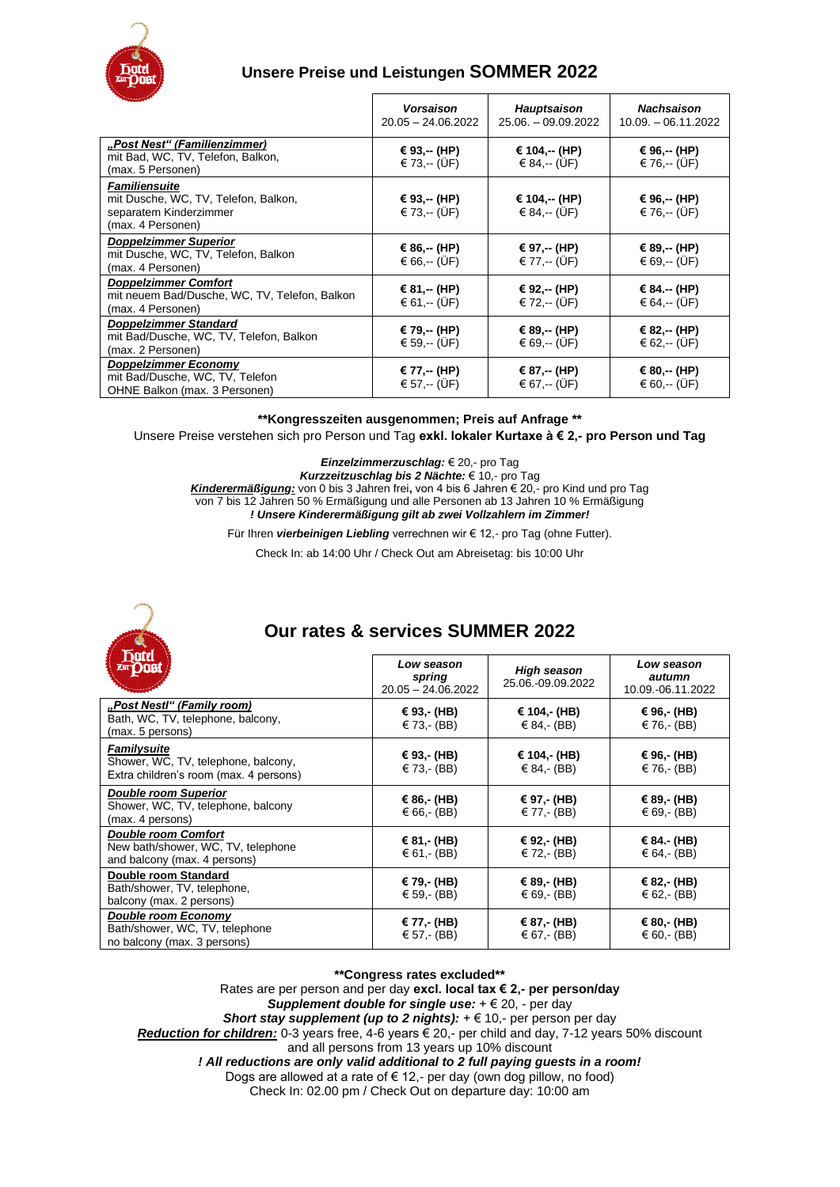## Unsere Preise und Leistungen **SOMMER 2022**

| | ***Vorsaison*** 20.05 – 24.06.2022 | ***Hauptsaison*** 25.06. – 09.09.2022 | ***Nachsaison*** 10.09. – 06.11.2022 |
|---|---|---|---|
| ***„Post Nest“ (Familienzimmer)*** mit Bad, WC, TV, Telefon, Balkon, (max. 5 Personen) | **€ 93,-- (HP)** € 73,-- (ÜF) | **€ 104,-- (HP)** € 84,-- (ÜF) | **€ 96,-- (HP)** € 76,-- (ÜF) |
| ***Familiensuite*** mit Dusche, WC, TV, Telefon, Balkon, separatem Kinderzimmer (max. 4 Personen) | **€ 93,-- (HP)** € 73,-- (ÜF) | **€ 104,-- (HP)** € 84,-- (ÜF) | **€ 96,-- (HP)** € 76,-- (ÜF) |
| ***Doppelzimmer Superior*** mit Dusche, WC, TV, Telefon, Balkon (max. 4 Personen) | **€ 86,-- (HP)** € 66,-- (ÜF) | **€ 97,-- (HP)** € 77,-- (ÜF) | **€ 89,-- (HP)** € 69,-- (ÜF) |
| ***Doppelzimmer Comfort*** mit neuem Bad/Dusche, WC, TV, Telefon, Balkon (max. 4 Personen) | **€ 81,-- (HP)** € 61,-- (ÜF) | **€ 92,-- (HP)** € 72,-- (ÜF) | **€ 84.-- (HP)** € 64,-- (ÜF) |
| ***Doppelzimmer Standard*** mit Bad/Dusche, WC, TV, Telefon, Balkon (max. 2 Personen) | **€ 79,-- (HP)** € 59,-- (ÜF) | **€ 89,-- (HP)** € 69,-- (ÜF) | **€ 82,-- (HP)** € 62,-- (ÜF) |
| ***Doppelzimmer Economy*** mit Bad/Dusche, WC, TV, Telefon OHNE Balkon (max. 3 Personen) | **€ 77,-- (HP)** € 57,-- (ÜF) | **€ 87,-- (HP)** € 67,-- (ÜF) | **€ 80,-- (HP)** € 60,-- (ÜF) |

**\*\*Kongresszeiten ausgenommen; Preis auf Anfrage \*\***

Unsere Preise verstehen sich pro Person und Tag **exkl. lokaler Kurtaxe à € 2,- pro Person und Tag**

***Einzelzimmerzuschlag:*** € 20,- pro Tag
***Kurzzeitzuschlag bis 2 Nächte:*** € 10,- pro Tag
***Kinderermäßigung:*** von 0 bis 3 Jahren frei**,** von 4 bis 6 Jahren € 20,- pro Kind und pro Tag von 7 bis 12 Jahren 50 % Ermäßigung und alle Personen ab 13 Jahren 10 % Ermäßigung
***! Unsere Kinderermäßigung gilt ab zwei Vollzahlern im Zimmer!***

Für Ihren ***vierbeinigen Liebling*** verrechnen wir € 12,- pro Tag (ohne Futter).

Check In: ab 14:00 Uhr / Check Out am Abreisetag: bis 10:00 Uhr

## Our rates & services SUMMER 2022

| | ***Low season spring*** 20.05 – 24.06.2022 | ***High season*** 25.06.-09.09.2022 | ***Low season autumn*** 10.09.-06.11.2022 |
|---|---|---|---|
| ***„Post Nestl“ (Family room)*** Bath, WC, TV, telephone, balcony, (max. 5 persons) | **€ 93,- (HB)** € 73,- (BB) | **€ 104,- (HB)** € 84,- (BB) | **€ 96,- (HB)** € 76,- (BB) |
| ***Familysuite*** Shower, WC, TV, telephone, balcony, Extra children's room (max. 4 persons) | **€ 93,- (HB)** € 73,- (BB) | **€ 104,- (HB)** € 84,- (BB) | **€ 96,- (HB)** € 76,- (BB) |
| ***Double room Superior*** Shower, WC, TV, telephone, balcony (max. 4 persons) | **€ 86,- (HB)** € 66,- (BB) | **€ 97,- (HB)** € 77,- (BB) | **€ 89,- (HB)** € 69,- (BB) |
| ***Double room Comfort*** New bath/shower, WC, TV, telephone and balcony (max. 4 persons) | **€ 81,- (HB)** € 61,- (BB) | **€ 92,- (HB)** € 72,- (BB) | **€ 84.- (HB)** € 64,- (BB) |
| **Double room Standard** Bath/shower, TV, telephone, balcony (max. 2 persons) | **€ 79,- (HB)** € 59,- (BB) | **€ 89,- (HB)** € 69,- (BB) | **€ 82,- (HB)** € 62,- (BB) |
| ***Double room Economy*** Bath/shower, WC, TV, telephone no balcony (max. 3 persons) | **€ 77,- (HB)** € 57,- (BB) | **€ 87,- (HB)** € 67,- (BB) | **€ 80,- (HB)** € 60,- (BB) |

**\*\*Congress rates excluded\*\***

Rates are per person and per day **excl. local tax € 2,- per person/day**
***Supplement double for single use:*** + € 20, - per day
***Short stay supplement (up to 2 nights):*** + € 10,- per person per day
***Reduction for children:*** 0-3 years free, 4-6 years € 20,- per child and day, 7-12 years 50% discount and all persons from 13 years up 10% discount
***! All reductions are only valid additional to 2 full paying guests in a room!***
Dogs are allowed at a rate of € 12,- per day (own dog pillow, no food)
Check In: 02.00 pm / Check Out on departure day: 10:00 am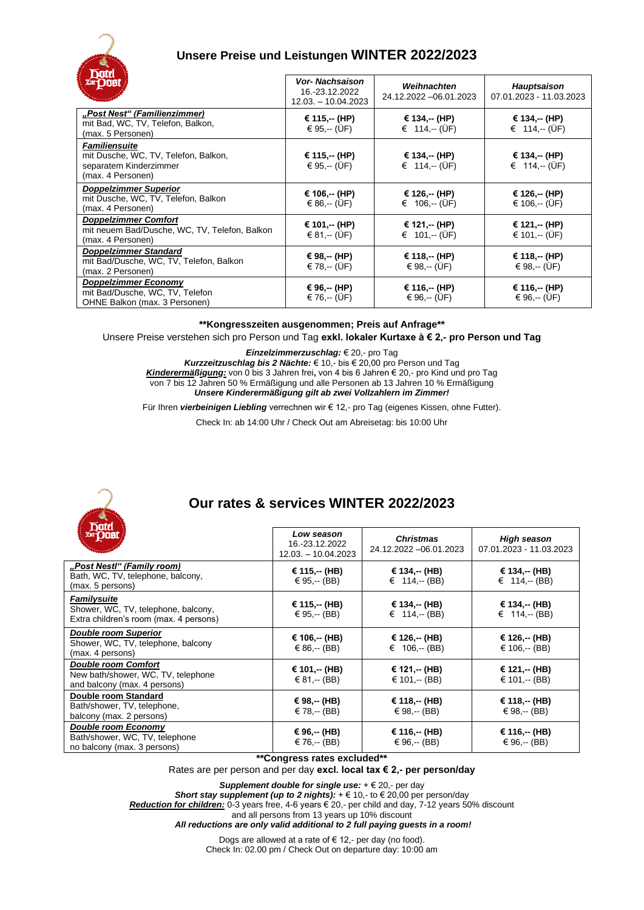## Unsere Preise und Leistungen **WINTER 2022/2023**

| | ***Vor- Nachsaison*** 16.-23.12.2022 12.03. – 10.04.2023 | ***Weihnachten*** 24.12.2022 –06.01.2023 | ***Hauptsaison*** 07.01.2023 - 11.03.2023 |
|---|---|---|---|
| ***„Post Nest“ (Familienzimmer)*** mit Bad, WC, TV, Telefon, Balkon, (max. 5 Personen) | **€ 115,-- (HP)** € 95,-- (ÜF) | **€ 134,-- (HP)** € 114,-- (ÜF) | **€ 134,-- (HP)** € 114,-- (ÜF) |
| ***Familiensuite*** mit Dusche, WC, TV, Telefon, Balkon, separatem Kinderzimmer (max. 4 Personen) | **€ 115,-- (HP)** € 95,-- (ÜF) | **€ 134,-- (HP)** € 114,-- (ÜF) | **€ 134,-- (HP)** € 114,-- (ÜF) |
| ***Doppelzimmer Superior*** mit Dusche, WC, TV, Telefon, Balkon (max. 4 Personen) | **€ 106,-- (HP)** € 86,-- (ÜF) | **€ 126,-- (HP)** € 106,-- (ÜF) | **€ 126,-- (HP)** € 106,-- (ÜF) |
| ***Doppelzimmer Comfort*** mit neuem Bad/Dusche, WC, TV, Telefon, Balkon (max. 4 Personen) | **€ 101,-- (HP)** € 81,-- (ÜF) | **€ 121,-- (HP)** € 101,-- (ÜF) | **€ 121,-- (HP)** € 101,-- (ÜF) |
| ***Doppelzimmer Standard*** mit Bad/Dusche, WC, TV, Telefon, Balkon (max. 2 Personen) | **€ 98,-- (HP)** € 78,-- (ÜF) | **€ 118,-- (HP)** € 98,-- (ÜF) | **€ 118,-- (HP)** € 98,-- (ÜF) |
| ***Doppelzimmer Economy*** mit Bad/Dusche, WC, TV, Telefon OHNE Balkon (max. 3 Personen) | **€ 96,-- (HP)** € 76,-- (ÜF) | **€ 116,-- (HP)** € 96,-- (ÜF) | **€ 116,-- (HP)** € 96,-- (ÜF) |

****Kongresszeiten ausgenommen; Preis auf Anfrage****

Unsere Preise verstehen sich pro Person und Tag **exkl. lokaler Kurtaxe à € 2,- pro Person und Tag**

***Einzelzimmerzuschlag:*** € 20,- pro Tag
***Kurzzeitzuschlag bis 2 Nächte:*** € 10,- bis € 20,00 pro Person und Tag
***Kinderermäßigung:*** von 0 bis 3 Jahren frei**,** von 4 bis 6 Jahren € 20,- pro Kind und pro Tag
von 7 bis 12 Jahren 50 % Ermäßigung und alle Personen ab 13 Jahren 10 % Ermäßigung
***Unsere Kinderermäßigung gilt ab zwei Vollzahlern im Zimmer!***

Für Ihren ***vierbeinigen Liebling*** verrechnen wir € 12,- pro Tag (eigenes Kissen, ohne Futter).

Check In: ab 14:00 Uhr / Check Out am Abreisetag: bis 10:00 Uhr

## Our rates & services WINTER 2022/2023

| | ***Low season*** 16.-23.12.2022 12.03. – 10.04.2023 | ***Christmas*** 24.12.2022 –06.01.2023 | ***High season*** 07.01.2023 - 11.03.2023 |
|---|---|---|---|
| ***„Post Nestl“ (Family room)*** Bath, WC, TV, telephone, balcony, (max. 5 persons) | **€ 115,-- (HB)** € 95,-- (BB) | **€ 134,-- (HB)** € 114,-- (BB) | **€ 134,-- (HB)** € 114,-- (BB) |
| ***Familysuite*** Shower, WC, TV, telephone, balcony, Extra children's room (max. 4 persons) | **€ 115,-- (HB)** € 95,-- (BB) | **€ 134,-- (HB)** € 114,-- (BB) | **€ 134,-- (HB)** € 114,-- (BB) |
| ***Double room Superior*** Shower, WC, TV, telephone, balcony (max. 4 persons) | **€ 106,-- (HB)** € 86,-- (BB) | **€ 126,-- (HB)** € 106,-- (BB) | **€ 126,-- (HB)** € 106,-- (BB) |
| ***Double room Comfort*** New bath/shower, WC, TV, telephone and balcony (max. 4 persons) | **€ 101,-- (HB)** € 81,-- (BB) | **€ 121,-- (HB)** € 101,-- (BB) | **€ 121,-- (HB)** € 101,-- (BB) |
| **Double room Standard** Bath/shower, TV, telephone, balcony (max. 2 persons) | **€ 98,-- (HB)** € 78,-- (BB) | **€ 118,-- (HB)** € 98,-- (BB) | **€ 118,-- (HB)** € 98,-- (BB) |
| ***Double room Economy*** Bath/shower, WC, TV, telephone no balcony (max. 3 persons) | **€ 96,-- (HB)** € 76,-- (BB) | **€ 116,-- (HB)** € 96,-- (BB) | **€ 116,-- (HB)** € 96,-- (BB) |

****Congress rates excluded****

Rates are per person and per day **excl. local tax € 2,- per person/day**

***Supplement double for single use:*** + € 20,- per day
***Short stay supplement (up to 2 nights):*** + € 10,- to € 20,00 per person/day
***Reduction for children:*** 0-3 years free, 4-6 years € 20,- per child and day, 7-12 years 50% discount
and all persons from 13 years up 10% discount
***All reductions are only valid additional to 2 full paying guests in a room!***

Dogs are allowed at a rate of € 12,- per day (no food).
Check In: 02.00 pm / Check Out on departure day: 10:00 am